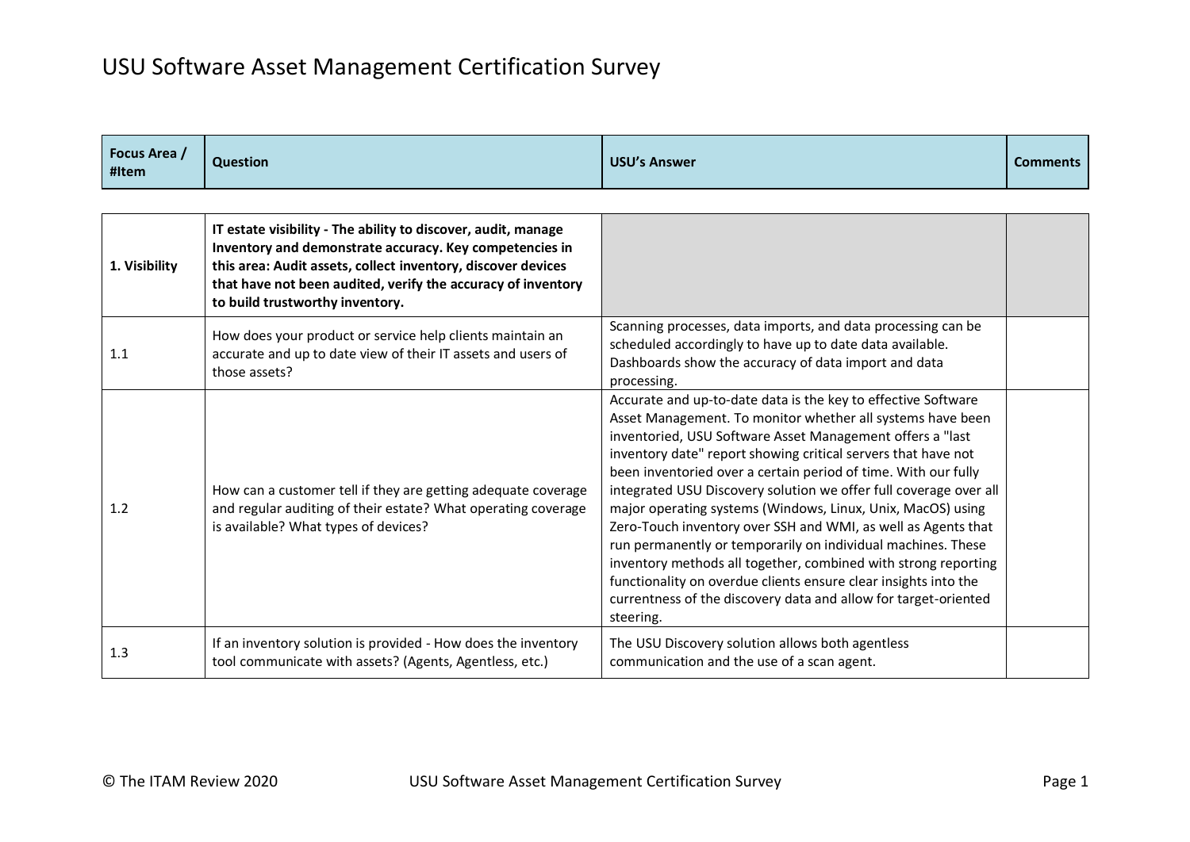# USU Software Asset Management Certification Survey

| Focus Area / #Item | Question | USU's Answer | Comments |
|---|---|---|---|
| **1. Visibility** | **IT estate visibility - The ability to discover, audit, manage Inventory and demonstrate accuracy. Key competencies in this area: Audit assets, collect inventory, discover devices that have not been audited, verify the accuracy of inventory to build trustworthy inventory.** | | |
| 1.1 | How does your product or service help clients maintain an accurate and up to date view of their IT assets and users of those assets? | Scanning processes, data imports, and data processing can be scheduled accordingly to have up to date data available. Dashboards show the accuracy of data import and data processing. | |
| 1.2 | How can a customer tell if they are getting adequate coverage and regular auditing of their estate? What operating coverage is available? What types of devices? | Accurate and up-to-date data is the key to effective Software Asset Management. To monitor whether all systems have been inventoried, USU Software Asset Management offers a "last inventory date" report showing critical servers that have not been inventoried over a certain period of time. With our fully integrated USU Discovery solution we offer full coverage over all major operating systems (Windows, Linux, Unix, MacOS) using Zero-Touch inventory over SSH and WMI, as well as Agents that run permanently or temporarily on individual machines. These inventory methods all together, combined with strong reporting functionality on overdue clients ensure clear insights into the currentness of the discovery data and allow for target-oriented steering. | |
| 1.3 | If an inventory solution is provided - How does the inventory tool communicate with assets? (Agents, Agentless, etc.) | The USU Discovery solution allows both agentless communication and the use of a scan agent. | |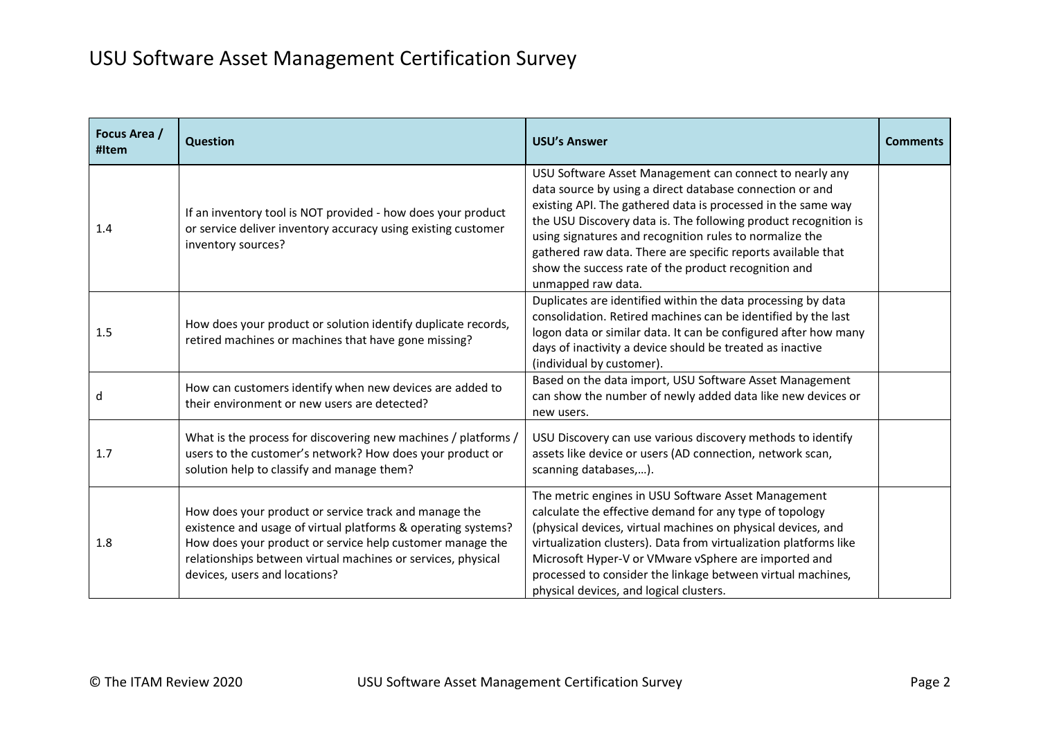# USU Software Asset Management Certification Survey

| Focus Area / #Item | Question | USU's Answer | Comments |
|---|---|---|---|
| 1.4 | If an inventory tool is NOT provided - how does your product or service deliver inventory accuracy using existing customer inventory sources? | USU Software Asset Management can connect to nearly any data source by using a direct database connection or and existing API. The gathered data is processed in the same way the USU Discovery data is. The following product recognition is using signatures and recognition rules to normalize the gathered raw data. There are specific reports available that show the success rate of the product recognition and unmapped raw data. | |
| 1.5 | How does your product or solution identify duplicate records, retired machines or machines that have gone missing? | Duplicates are identified within the data processing by data consolidation. Retired machines can be identified by the last logon data or similar data. It can be configured after how many days of inactivity a device should be treated as inactive (individual by customer). | |
| d | How can customers identify when new devices are added to their environment or new users are detected? | Based on the data import, USU Software Asset Management can show the number of newly added data like new devices or new users. | |
| 1.7 | What is the process for discovering new machines / platforms / users to the customer's network? How does your product or solution help to classify and manage them? | USU Discovery can use various discovery methods to identify assets like device or users (AD connection, network scan, scanning databases,…). | |
| 1.8 | How does your product or service track and manage the existence and usage of virtual platforms & operating systems? How does your product or service help customer manage the relationships between virtual machines or services, physical devices, users and locations? | The metric engines in USU Software Asset Management calculate the effective demand for any type of topology (physical devices, virtual machines on physical devices, and virtualization clusters). Data from virtualization platforms like Microsoft Hyper-V or VMware vSphere are imported and processed to consider the linkage between virtual machines, physical devices, and logical clusters. | |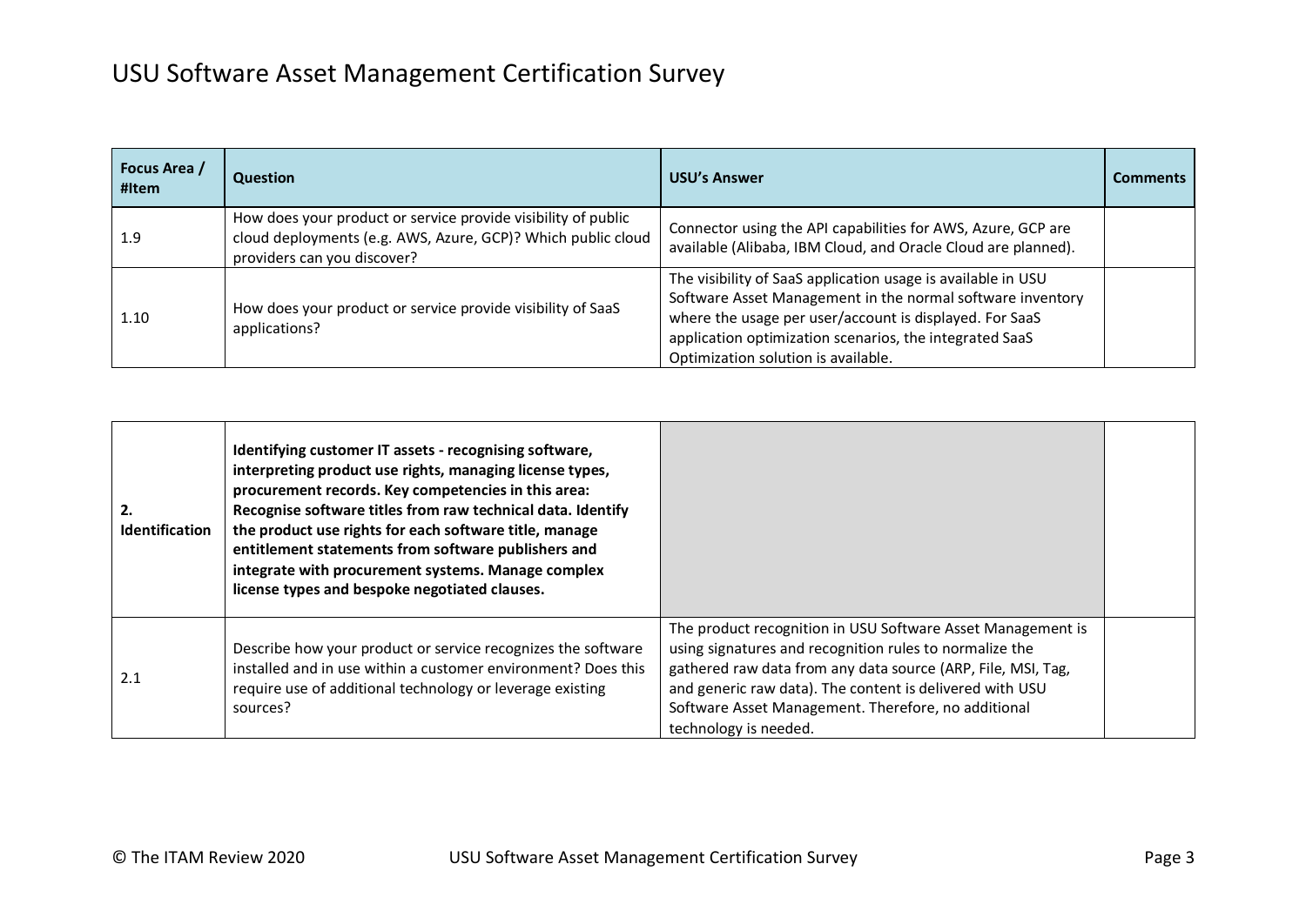| Focus Area / #Item | Question | USU's Answer | Comments |
|---|---|---|---|
| 1.9 | How does your product or service provide visibility of public cloud deployments (e.g. AWS, Azure, GCP)? Which public cloud providers can you discover? | Connector using the API capabilities for AWS, Azure, GCP are available (Alibaba, IBM Cloud, and Oracle Cloud are planned). | |
| 1.10 | How does your product or service provide visibility of SaaS applications? | The visibility of SaaS application usage is available in USU Software Asset Management in the normal software inventory where the usage per user/account is displayed. For SaaS application optimization scenarios, the integrated SaaS Optimization solution is available. | |

| | | | |
|---|---|---|---|
| **2. Identification** | **Identifying customer IT assets - recognising software, interpreting product use rights, managing license types, procurement records. Key competencies in this area: Recognise software titles from raw technical data. Identify the product use rights for each software title, manage entitlement statements from software publishers and integrate with procurement systems. Manage complex license types and bespoke negotiated clauses.** | | |
| 2.1 | Describe how your product or service recognizes the software installed and in use within a customer environment? Does this require use of additional technology or leverage existing sources? | The product recognition in USU Software Asset Management is using signatures and recognition rules to normalize the gathered raw data from any data source (ARP, File, MSI, Tag, and generic raw data). The content is delivered with USU Software Asset Management. Therefore, no additional technology is needed. | |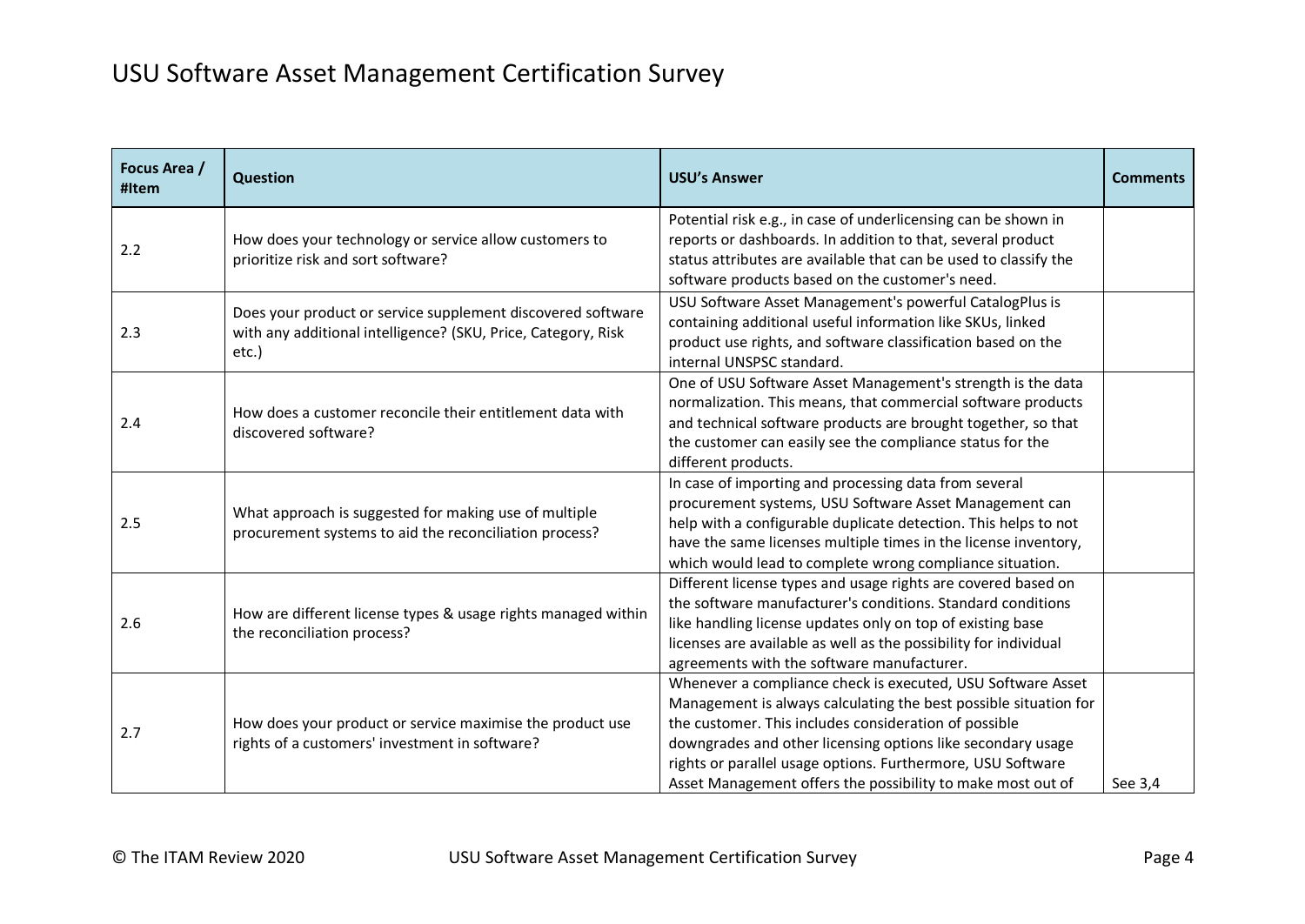# USU Software Asset Management Certification Survey

| Focus Area / #Item | Question | USU's Answer | Comments |
|---|---|---|---|
| 2.2 | How does your technology or service allow customers to prioritize risk and sort software? | Potential risk e.g., in case of underlicensing can be shown in reports or dashboards. In addition to that, several product status attributes are available that can be used to classify the software products based on the customer's need. | |
| 2.3 | Does your product or service supplement discovered software with any additional intelligence? (SKU, Price, Category, Risk etc.) | USU Software Asset Management's powerful CatalogPlus is containing additional useful information like SKUs, linked product use rights, and software classification based on the internal UNSPSC standard. | |
| 2.4 | How does a customer reconcile their entitlement data with discovered software? | One of USU Software Asset Management's strength is the data normalization. This means, that commercial software products and technical software products are brought together, so that the customer can easily see the compliance status for the different products. | |
| 2.5 | What approach is suggested for making use of multiple procurement systems to aid the reconciliation process? | In case of importing and processing data from several procurement systems, USU Software Asset Management can help with a configurable duplicate detection. This helps to not have the same licenses multiple times in the license inventory, which would lead to complete wrong compliance situation. | |
| 2.6 | How are different license types & usage rights managed within the reconciliation process? | Different license types and usage rights are covered based on the software manufacturer's conditions. Standard conditions like handling license updates only on top of existing base licenses are available as well as the possibility for individual agreements with the software manufacturer. | |
| 2.7 | How does your product or service maximise the product use rights of a customers' investment in software? | Whenever a compliance check is executed, USU Software Asset Management is always calculating the best possible situation for the customer. This includes consideration of possible downgrades and other licensing options like secondary usage rights or parallel usage options. Furthermore, USU Software Asset Management offers the possibility to make most out of | See 3,4 |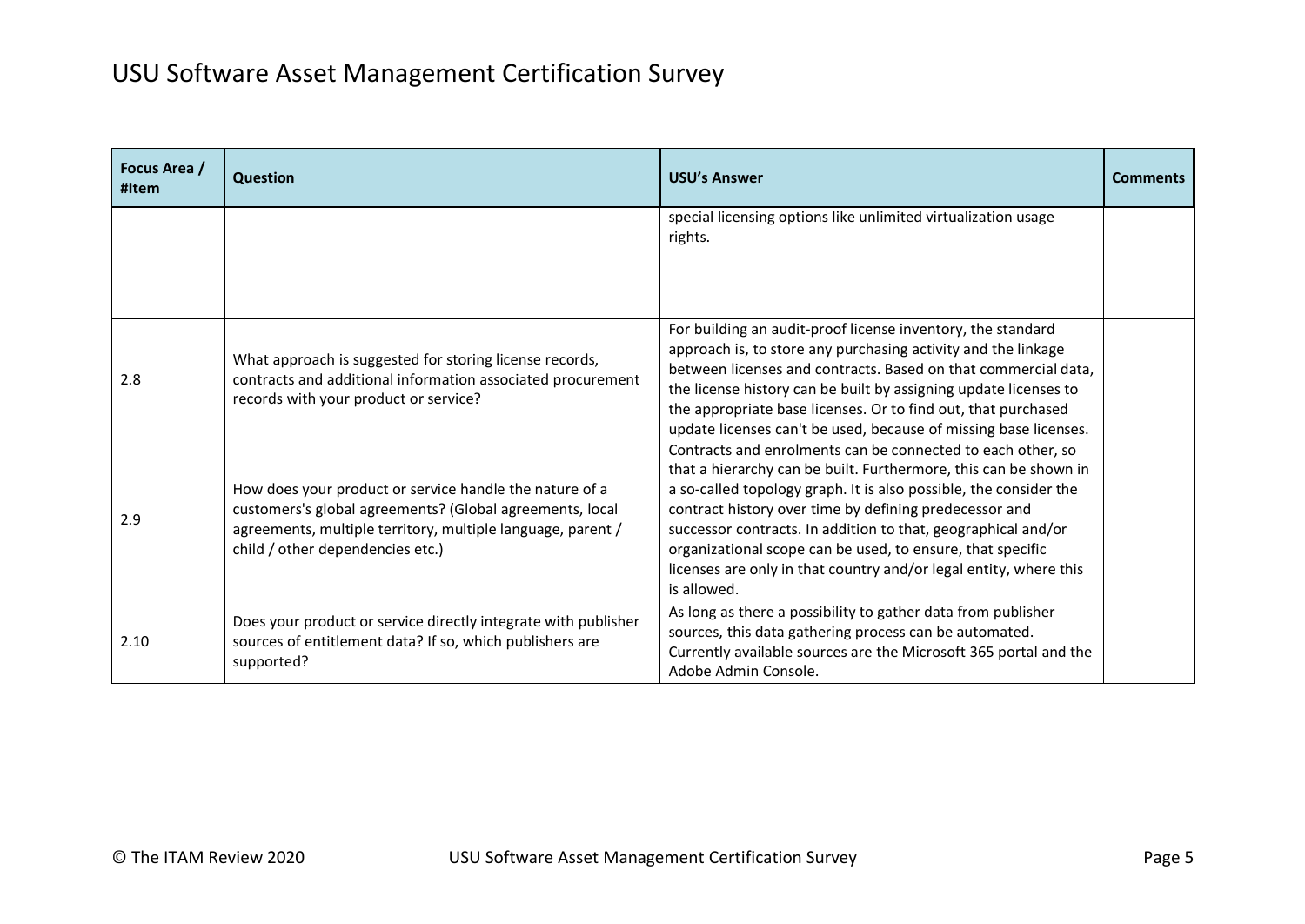| Focus Area / #Item | Question | USU's Answer | Comments |
|---|---|---|---|
| | | special licensing options like unlimited virtualization usage rights. | |
| 2.8 | What approach is suggested for storing license records, contracts and additional information associated procurement records with your product or service? | For building an audit-proof license inventory, the standard approach is, to store any purchasing activity and the linkage between licenses and contracts. Based on that commercial data, the license history can be built by assigning update licenses to the appropriate base licenses. Or to find out, that purchased update licenses can't be used, because of missing base licenses. | |
| 2.9 | How does your product or service handle the nature of a customers's global agreements? (Global agreements, local agreements, multiple territory, multiple language, parent / child / other dependencies etc.) | Contracts and enrolments can be connected to each other, so that a hierarchy can be built. Furthermore, this can be shown in a so-called topology graph. It is also possible, the consider the contract history over time by defining predecessor and successor contracts. In addition to that, geographical and/or organizational scope can be used, to ensure, that specific licenses are only in that country and/or legal entity, where this is allowed. | |
| 2.10 | Does your product or service directly integrate with publisher sources of entitlement data? If so, which publishers are supported? | As long as there a possibility to gather data from publisher sources, this data gathering process can be automated. Currently available sources are the Microsoft 365 portal and the Adobe Admin Console. | |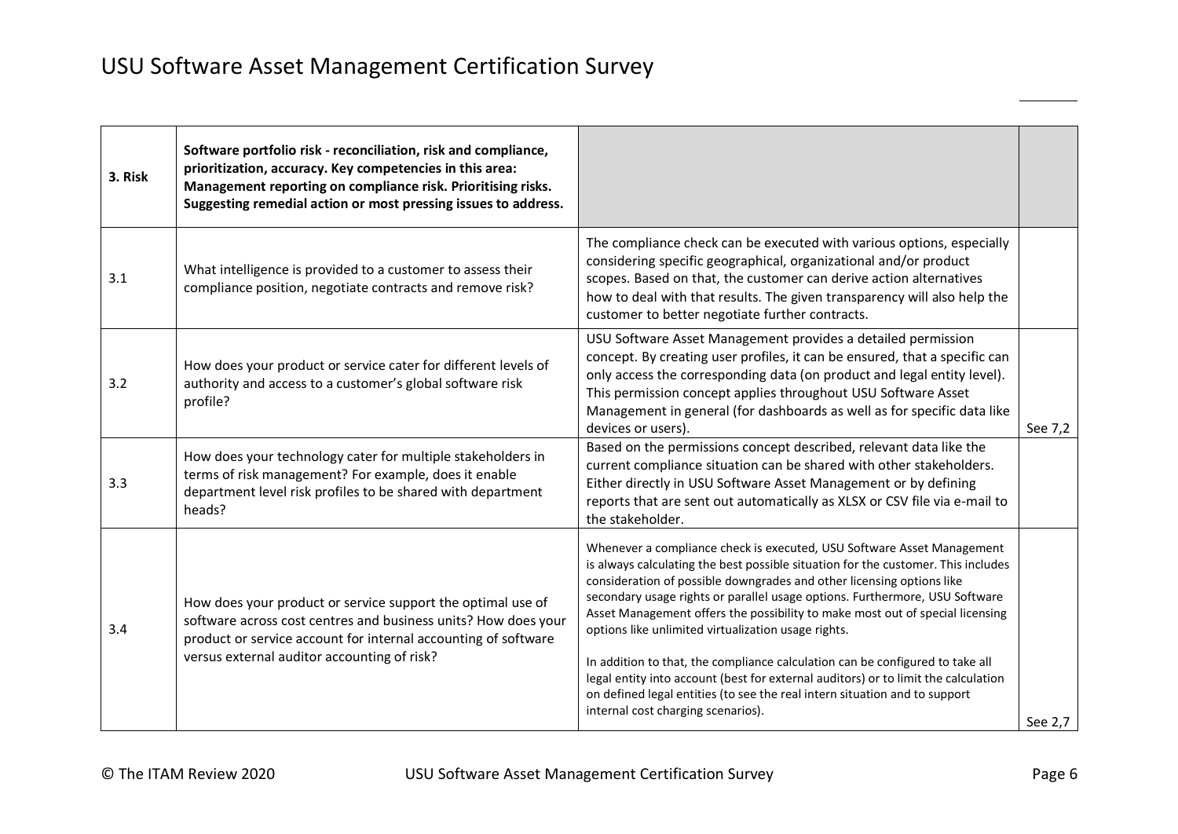# USU Software Asset Management Certification Survey

| | | | |
|---|---|---|---|
| **3. Risk** | **Software portfolio risk - reconciliation, risk and compliance, prioritization, accuracy. Key competencies in this area: Management reporting on compliance risk. Prioritising risks. Suggesting remedial action or most pressing issues to address.** | | |
| 3.1 | What intelligence is provided to a customer to assess their compliance position, negotiate contracts and remove risk? | The compliance check can be executed with various options, especially considering specific geographical, organizational and/or product scopes. Based on that, the customer can derive action alternatives how to deal with that results. The given transparency will also help the customer to better negotiate further contracts. | |
| 3.2 | How does your product or service cater for different levels of authority and access to a customer's global software risk profile? | USU Software Asset Management provides a detailed permission concept. By creating user profiles, it can be ensured, that a specific can only access the corresponding data (on product and legal entity level). This permission concept applies throughout USU Software Asset Management in general (for dashboards as well as for specific data like devices or users). | See 7,2 |
| 3.3 | How does your technology cater for multiple stakeholders in terms of risk management? For example, does it enable department level risk profiles to be shared with department heads? | Based on the permissions concept described, relevant data like the current compliance situation can be shared with other stakeholders. Either directly in USU Software Asset Management or by defining reports that are sent out automatically as XLSX or CSV file via e-mail to the stakeholder. | |
| 3.4 | How does your product or service support the optimal use of software across cost centres and business units? How does your product or service account for internal accounting of software versus external auditor accounting of risk? | Whenever a compliance check is executed, USU Software Asset Management is always calculating the best possible situation for the customer. This includes consideration of possible downgrades and other licensing options like secondary usage rights or parallel usage options. Furthermore, USU Software Asset Management offers the possibility to make most out of special licensing options like unlimited virtualization usage rights.<br><br>In addition to that, the compliance calculation can be configured to take all legal entity into account (best for external auditors) or to limit the calculation on defined legal entities (to see the real intern situation and to support internal cost charging scenarios). | See 2,7 |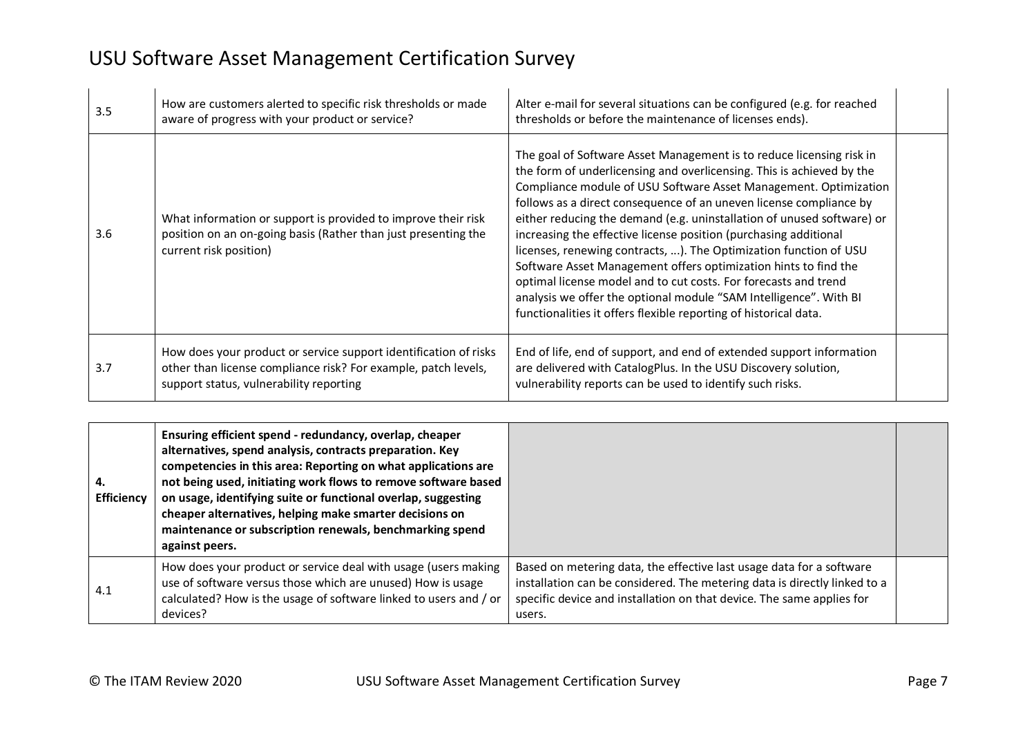| 3.5 | How are customers alerted to specific risk thresholds or made aware of progress with your product or service? | Alter e-mail for several situations can be configured (e.g. for reached thresholds or before the maintenance of licenses ends). | |
|---|---|---|---|
| 3.6 | What information or support is provided to improve their risk position on an on-going basis (Rather than just presenting the current risk position) | The goal of Software Asset Management is to reduce licensing risk in the form of underlicensing and overlicensing. This is achieved by the Compliance module of USU Software Asset Management. Optimization follows as a direct consequence of an uneven license compliance by either reducing the demand (e.g. uninstallation of unused software) or increasing the effective license position (purchasing additional licenses, renewing contracts, ...). The Optimization function of USU Software Asset Management offers optimization hints to find the optimal license model and to cut costs. For forecasts and trend analysis we offer the optional module "SAM Intelligence". With BI functionalities it offers flexible reporting of historical data. | |
| 3.7 | How does your product or service support identification of risks other than license compliance risk? For example, patch levels, support status, vulnerability reporting | End of life, end of support, and end of extended support information are delivered with CatalogPlus. In the USU Discovery solution, vulnerability reports can be used to identify such risks. | |

| **4. Efficiency** | **Ensuring efficient spend - redundancy, overlap, cheaper alternatives, spend analysis, contracts preparation. Key competencies in this area: Reporting on what applications are not being used, initiating work flows to remove software based on usage, identifying suite or functional overlap, suggesting cheaper alternatives, helping make smarter decisions on maintenance or subscription renewals, benchmarking spend against peers.** | | |
|---|---|---|---|
| 4.1 | How does your product or service deal with usage (users making use of software versus those which are unused) How is usage calculated? How is the usage of software linked to users and / or devices? | Based on metering data, the effective last usage data for a software installation can be considered. The metering data is directly linked to a specific device and installation on that device. The same applies for users. | |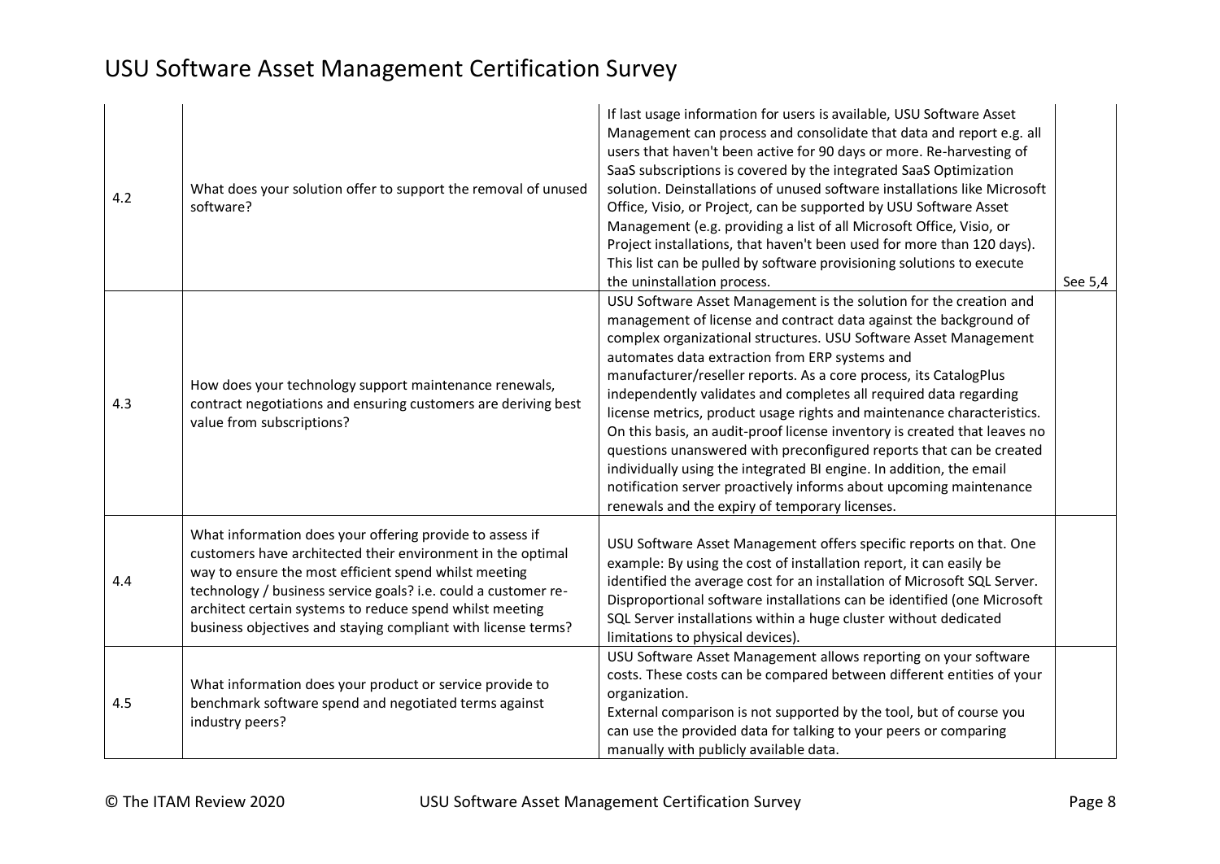| | | | |
|---|---|---|---|
| 4.2 | What does your solution offer to support the removal of unused software? | If last usage information for users is available, USU Software Asset Management can process and consolidate that data and report e.g. all users that haven't been active for 90 days or more. Re-harvesting of SaaS subscriptions is covered by the integrated SaaS Optimization solution. Deinstallations of unused software installations like Microsoft Office, Visio, or Project, can be supported by USU Software Asset Management (e.g. providing a list of all Microsoft Office, Visio, or Project installations, that haven't been used for more than 120 days). This list can be pulled by software provisioning solutions to execute the uninstallation process. | See 5,4 |
| 4.3 | How does your technology support maintenance renewals, contract negotiations and ensuring customers are deriving best value from subscriptions? | USU Software Asset Management is the solution for the creation and management of license and contract data against the background of complex organizational structures. USU Software Asset Management automates data extraction from ERP systems and manufacturer/reseller reports. As a core process, its CatalogPlus independently validates and completes all required data regarding license metrics, product usage rights and maintenance characteristics. On this basis, an audit-proof license inventory is created that leaves no questions unanswered with preconfigured reports that can be created individually using the integrated BI engine. In addition, the email notification server proactively informs about upcoming maintenance renewals and the expiry of temporary licenses. | |
| 4.4 | What information does your offering provide to assess if customers have architected their environment in the optimal way to ensure the most efficient spend whilst meeting technology / business service goals? i.e. could a customer re-architect certain systems to reduce spend whilst meeting business objectives and staying compliant with license terms? | USU Software Asset Management offers specific reports on that. One example: By using the cost of installation report, it can easily be identified the average cost for an installation of Microsoft SQL Server. Disproportional software installations can be identified (one Microsoft SQL Server installations within a huge cluster without dedicated limitations to physical devices). | |
| 4.5 | What information does your product or service provide to benchmark software spend and negotiated terms against industry peers? | USU Software Asset Management allows reporting on your software costs. These costs can be compared between different entities of your organization.<br>External comparison is not supported by the tool, but of course you can use the provided data for talking to your peers or comparing manually with publicly available data. | |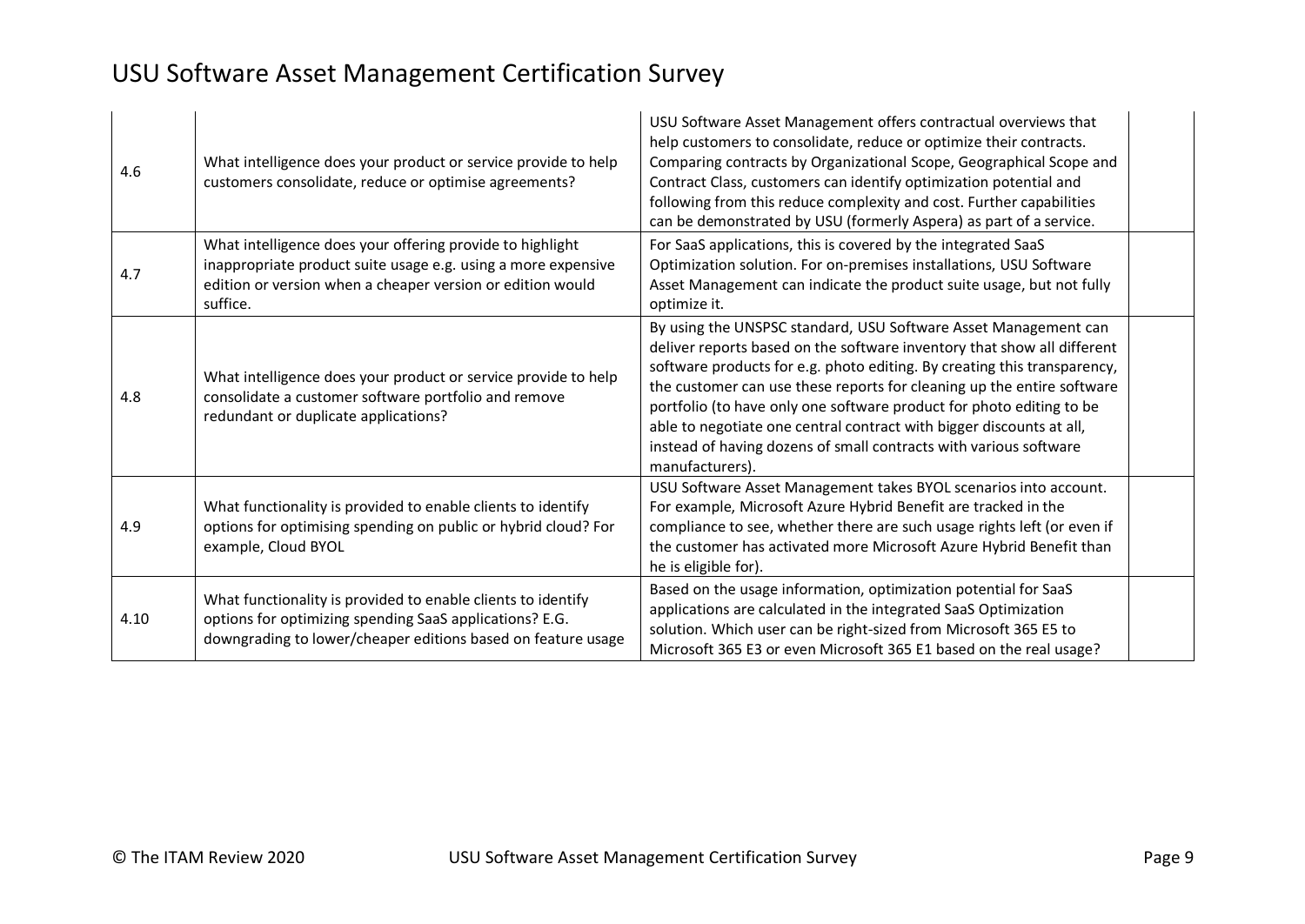| | | | |
|---|---|---|---|
| 4.6 | What intelligence does your product or service provide to help customers consolidate, reduce or optimise agreements? | USU Software Asset Management offers contractual overviews that help customers to consolidate, reduce or optimize their contracts. Comparing contracts by Organizational Scope, Geographical Scope and Contract Class, customers can identify optimization potential and following from this reduce complexity and cost. Further capabilities can be demonstrated by USU (formerly Aspera) as part of a service. | |
| 4.7 | What intelligence does your offering provide to highlight inappropriate product suite usage e.g. using a more expensive edition or version when a cheaper version or edition would suffice. | For SaaS applications, this is covered by the integrated SaaS Optimization solution. For on-premises installations, USU Software Asset Management can indicate the product suite usage, but not fully optimize it. | |
| 4.8 | What intelligence does your product or service provide to help consolidate a customer software portfolio and remove redundant or duplicate applications? | By using the UNSPSC standard, USU Software Asset Management can deliver reports based on the software inventory that show all different software products for e.g. photo editing. By creating this transparency, the customer can use these reports for cleaning up the entire software portfolio (to have only one software product for photo editing to be able to negotiate one central contract with bigger discounts at all, instead of having dozens of small contracts with various software manufacturers). | |
| 4.9 | What functionality is provided to enable clients to identify options for optimising spending on public or hybrid cloud? For example, Cloud BYOL | USU Software Asset Management takes BYOL scenarios into account. For example, Microsoft Azure Hybrid Benefit are tracked in the compliance to see, whether there are such usage rights left (or even if the customer has activated more Microsoft Azure Hybrid Benefit than he is eligible for). | |
| 4.10 | What functionality is provided to enable clients to identify options for optimizing spending SaaS applications? E.G. downgrading to lower/cheaper editions based on feature usage | Based on the usage information, optimization potential for SaaS applications are calculated in the integrated SaaS Optimization solution. Which user can be right-sized from Microsoft 365 E5 to Microsoft 365 E3 or even Microsoft 365 E1 based on the real usage? | |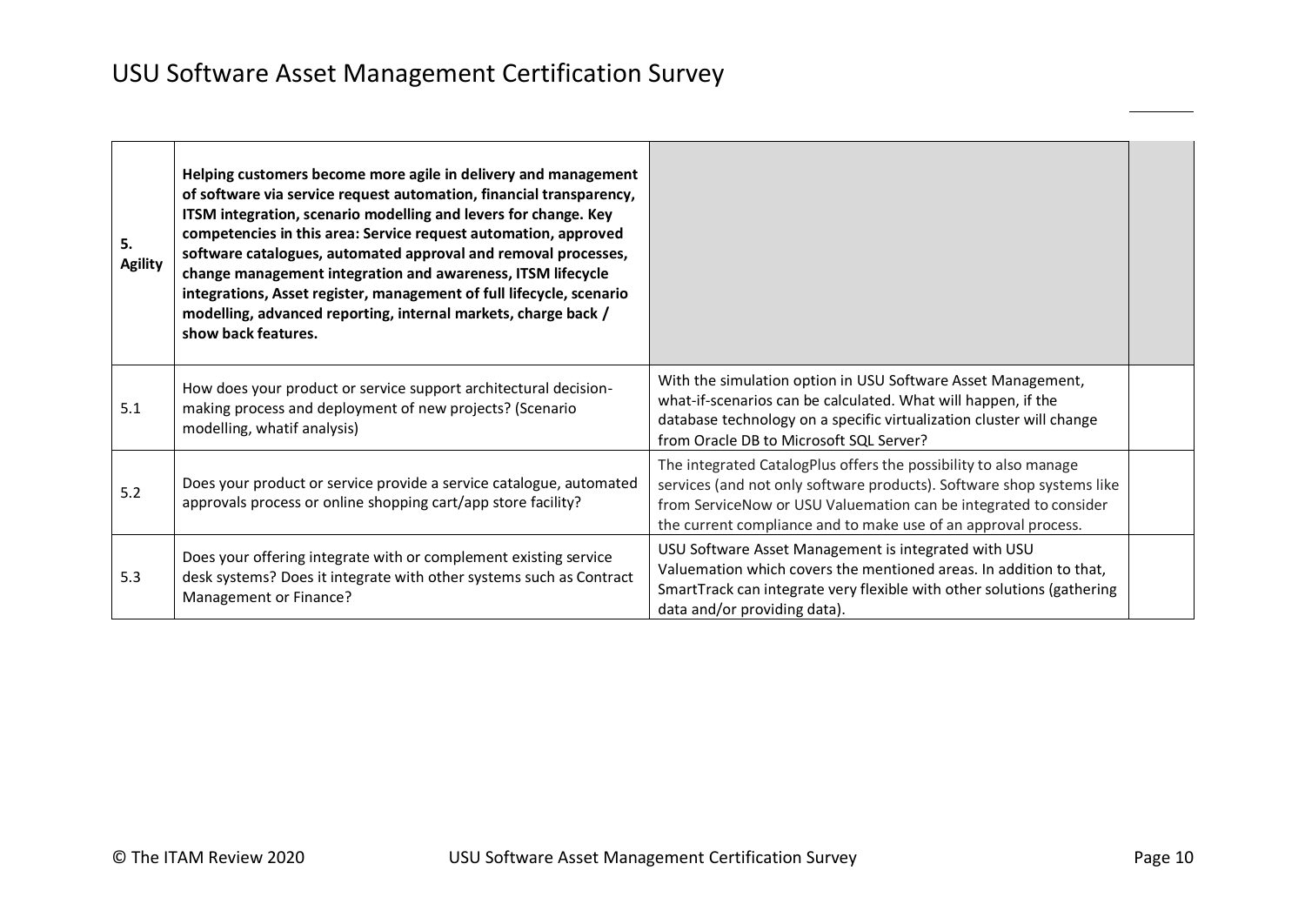| **5. Agility** | **Helping customers become more agile in delivery and management of software via service request automation, financial transparency, ITSM integration, scenario modelling and levers for change. Key competencies in this area: Service request automation, approved software catalogues, automated approval and removal processes, change management integration and awareness, ITSM lifecycle integrations, Asset register, management of full lifecycle, scenario modelling, advanced reporting, internal markets, charge back / show back features.** | | |
|---|---|---|---|
| 5.1 | How does your product or service support architectural decision-making process and deployment of new projects? (Scenario modelling, whatif analysis) | With the simulation option in USU Software Asset Management, what-if-scenarios can be calculated. What will happen, if the database technology on a specific virtualization cluster will change from Oracle DB to Microsoft SQL Server? | |
| 5.2 | Does your product or service provide a service catalogue, automated approvals process or online shopping cart/app store facility? | The integrated CatalogPlus offers the possibility to also manage services (and not only software products). Software shop systems like from ServiceNow or USU Valuemation can be integrated to consider the current compliance and to make use of an approval process. | |
| 5.3 | Does your offering integrate with or complement existing service desk systems? Does it integrate with other systems such as Contract Management or Finance? | USU Software Asset Management is integrated with USU Valuemation which covers the mentioned areas. In addition to that, SmartTrack can integrate very flexible with other solutions (gathering data and/or providing data). | |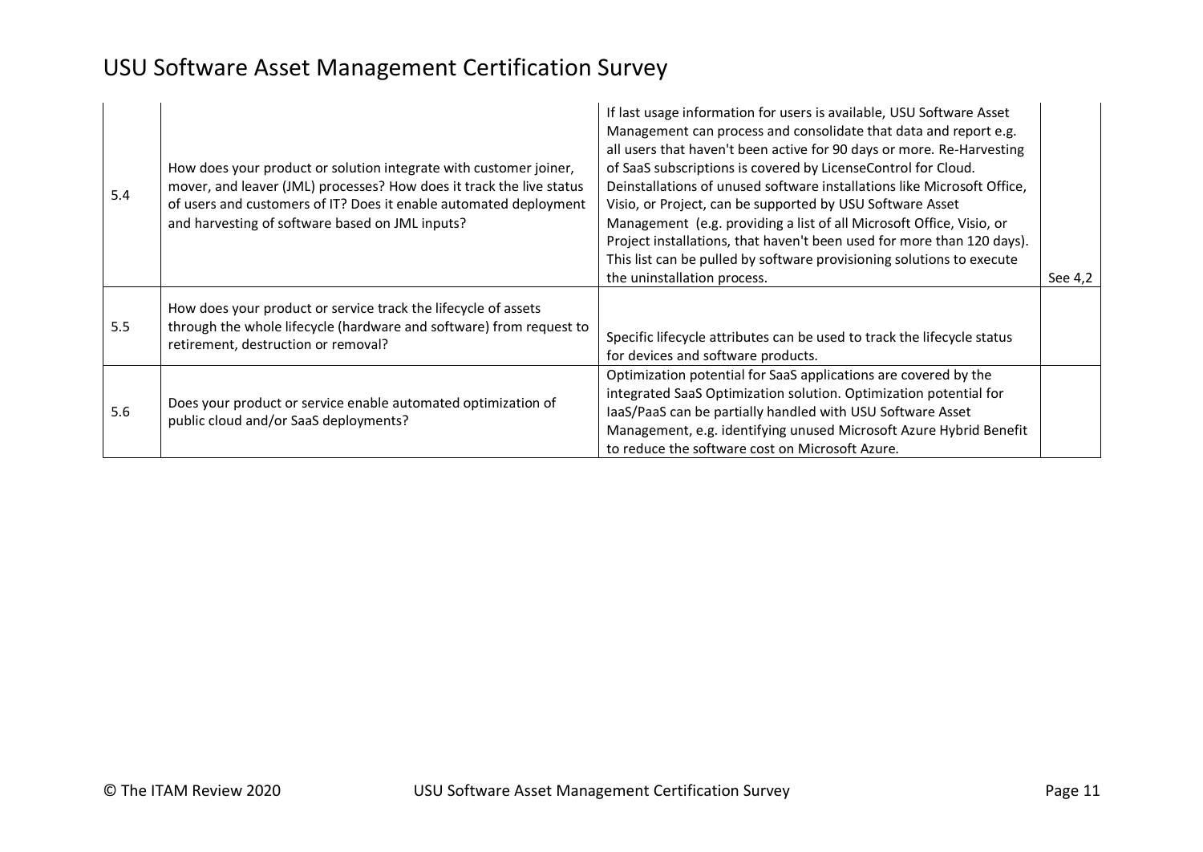| 5.4 | How does your product or solution integrate with customer joiner, mover, and leaver (JML) processes? How does it track the live status of users and customers of IT? Does it enable automated deployment and harvesting of software based on JML inputs? | If last usage information for users is available, USU Software Asset Management can process and consolidate that data and report e.g. all users that haven't been active for 90 days or more. Re-Harvesting of SaaS subscriptions is covered by LicenseControl for Cloud. Deinstallations of unused software installations like Microsoft Office, Visio, or Project, can be supported by USU Software Asset Management (e.g. providing a list of all Microsoft Office, Visio, or Project installations, that haven't been used for more than 120 days). This list can be pulled by software provisioning solutions to execute the uninstallation process. | See 4,2 |
|---|---|---|---|
| 5.5 | How does your product or service track the lifecycle of assets through the whole lifecycle (hardware and software) from request to retirement, destruction or removal? | Specific lifecycle attributes can be used to track the lifecycle status for devices and software products. | |
| 5.6 | Does your product or service enable automated optimization of public cloud and/or SaaS deployments? | Optimization potential for SaaS applications are covered by the integrated SaaS Optimization solution. Optimization potential for IaaS/PaaS can be partially handled with USU Software Asset Management, e.g. identifying unused Microsoft Azure Hybrid Benefit to reduce the software cost on Microsoft Azure. | |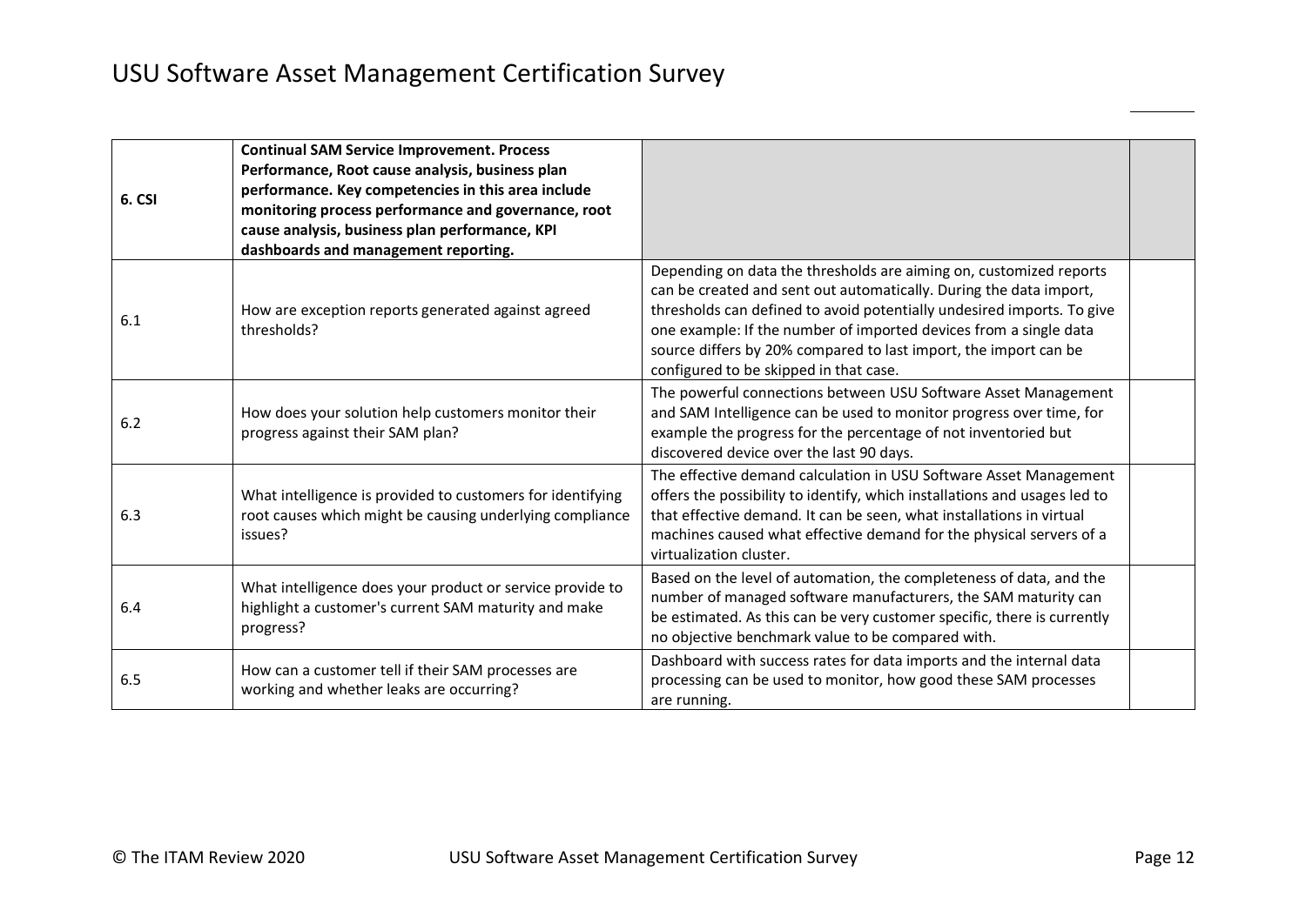| 6. CSI | **Continual SAM Service Improvement. Process Performance, Root cause analysis, business plan performance. Key competencies in this area include monitoring process performance and governance, root cause analysis, business plan performance, KPI dashboards and management reporting.** | | |
|---|---|---|---|
| 6.1 | How are exception reports generated against agreed thresholds? | Depending on data the thresholds are aiming on, customized reports can be created and sent out automatically. During the data import, thresholds can defined to avoid potentially undesired imports. To give one example: If the number of imported devices from a single data source differs by 20% compared to last import, the import can be configured to be skipped in that case. | |
| 6.2 | How does your solution help customers monitor their progress against their SAM plan? | The powerful connections between USU Software Asset Management and SAM Intelligence can be used to monitor progress over time, for example the progress for the percentage of not inventoried but discovered device over the last 90 days. | |
| 6.3 | What intelligence is provided to customers for identifying root causes which might be causing underlying compliance issues? | The effective demand calculation in USU Software Asset Management offers the possibility to identify, which installations and usages led to that effective demand. It can be seen, what installations in virtual machines caused what effective demand for the physical servers of a virtualization cluster. | |
| 6.4 | What intelligence does your product or service provide to highlight a customer's current SAM maturity and make progress? | Based on the level of automation, the completeness of data, and the number of managed software manufacturers, the SAM maturity can be estimated. As this can be very customer specific, there is currently no objective benchmark value to be compared with. | |
| 6.5 | How can a customer tell if their SAM processes are working and whether leaks are occurring? | Dashboard with success rates for data imports and the internal data processing can be used to monitor, how good these SAM processes are running. | |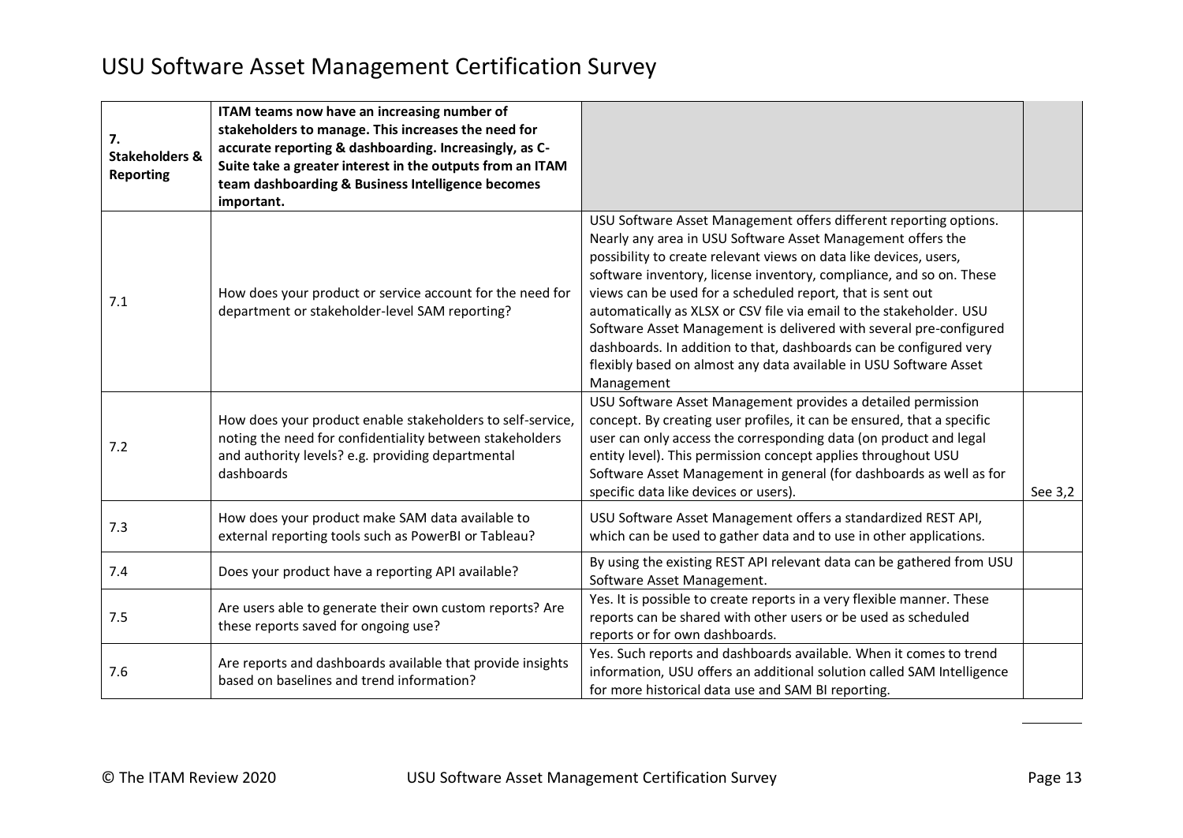| 7. Stakeholders & Reporting | **ITAM teams now have an increasing number of stakeholders to manage. This increases the need for accurate reporting & dashboarding. Increasingly, as C-Suite take a greater interest in the outputs from an ITAM team dashboarding & Business Intelligence becomes important.** | | |
|---|---|---|---|
| 7.1 | How does your product or service account for the need for department or stakeholder-level SAM reporting? | USU Software Asset Management offers different reporting options. Nearly any area in USU Software Asset Management offers the possibility to create relevant views on data like devices, users, software inventory, license inventory, compliance, and so on. These views can be used for a scheduled report, that is sent out automatically as XLSX or CSV file via email to the stakeholder. USU Software Asset Management is delivered with several pre-configured dashboards. In addition to that, dashboards can be configured very flexibly based on almost any data available in USU Software Asset Management | |
| 7.2 | How does your product enable stakeholders to self-service, noting the need for confidentiality between stakeholders and authority levels? e.g. providing departmental dashboards | USU Software Asset Management provides a detailed permission concept. By creating user profiles, it can be ensured, that a specific user can only access the corresponding data (on product and legal entity level). This permission concept applies throughout USU Software Asset Management in general (for dashboards as well as for specific data like devices or users). | See 3,2 |
| 7.3 | How does your product make SAM data available to external reporting tools such as PowerBI or Tableau? | USU Software Asset Management offers a standardized REST API, which can be used to gather data and to use in other applications. | |
| 7.4 | Does your product have a reporting API available? | By using the existing REST API relevant data can be gathered from USU Software Asset Management. | |
| 7.5 | Are users able to generate their own custom reports? Are these reports saved for ongoing use? | Yes. It is possible to create reports in a very flexible manner. These reports can be shared with other users or be used as scheduled reports or for own dashboards. | |
| 7.6 | Are reports and dashboards available that provide insights based on baselines and trend information? | Yes. Such reports and dashboards available. When it comes to trend information, USU offers an additional solution called SAM Intelligence for more historical data use and SAM BI reporting. | |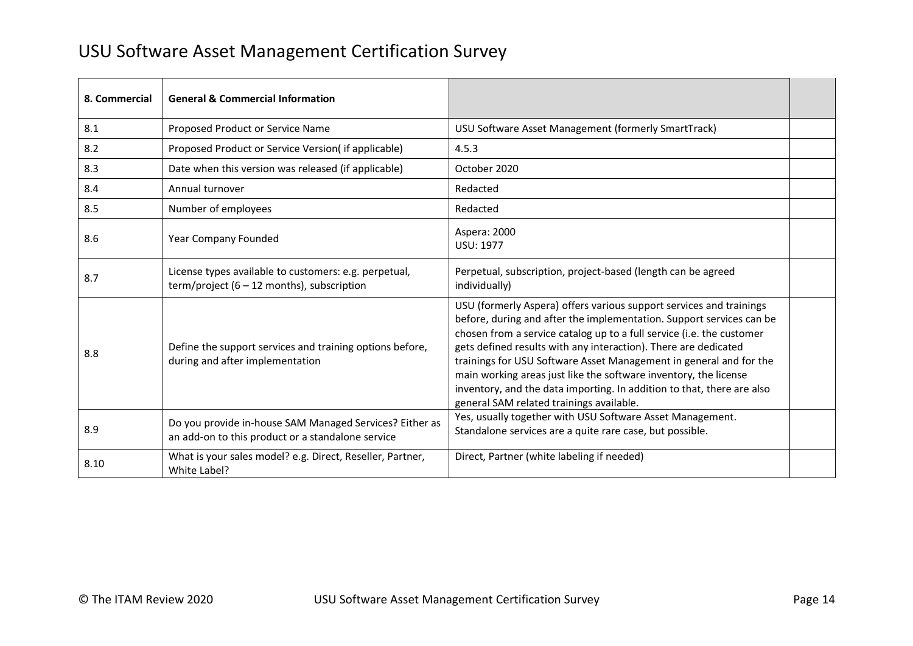# USU Software Asset Management Certification Survey

| 8. Commercial | General & Commercial Information | | |
|---|---|---|---|
| 8.1 | Proposed Product or Service Name | USU Software Asset Management (formerly SmartTrack) | |
| 8.2 | Proposed Product or Service Version( if applicable) | 4.5.3 | |
| 8.3 | Date when this version was released (if applicable) | October 2020 | |
| 8.4 | Annual turnover | Redacted | |
| 8.5 | Number of employees | Redacted | |
| 8.6 | Year Company Founded | Aspera: 2000<br>USU: 1977 | |
| 8.7 | License types available to customers: e.g. perpetual, term/project (6 – 12 months), subscription | Perpetual, subscription, project-based (length can be agreed individually) | |
| 8.8 | Define the support services and training options before, during and after implementation | USU (formerly Aspera) offers various support services and trainings before, during and after the implementation. Support services can be chosen from a service catalog up to a full service (i.e. the customer gets defined results with any interaction). There are dedicated trainings for USU Software Asset Management in general and for the main working areas just like the software inventory, the license inventory, and the data importing. In addition to that, there are also general SAM related trainings available. | |
| 8.9 | Do you provide in-house SAM Managed Services? Either as an add-on to this product or a standalone service | Yes, usually together with USU Software Asset Management. Standalone services are a quite rare case, but possible. | |
| 8.10 | What is your sales model? e.g. Direct, Reseller, Partner, White Label? | Direct, Partner (white labeling if needed) | |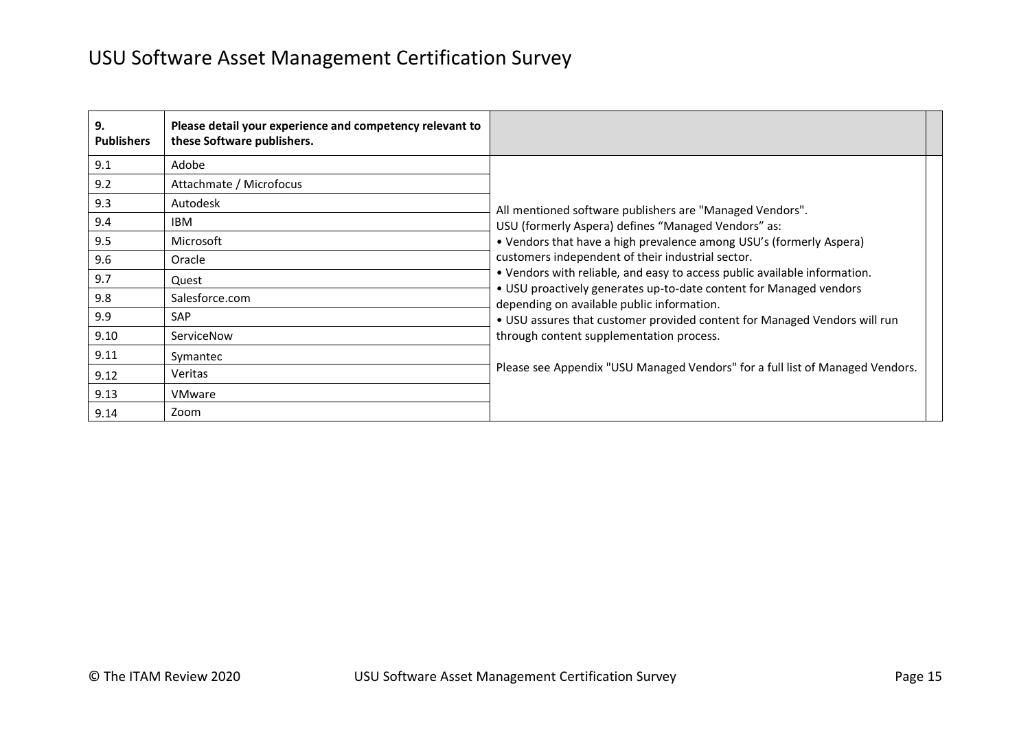| 9. Publishers | Please detail your experience and competency relevant to these Software publishers. | | |
|---|---|---|---|
| 9.1 | Adobe | All mentioned software publishers are "Managed Vendors".<br>USU (formerly Aspera) defines "Managed Vendors" as:<br>• Vendors that have a high prevalence among USU's (formerly Aspera) customers independent of their industrial sector.<br>• Vendors with reliable, and easy to access public available information.<br>• USU proactively generates up-to-date content for Managed vendors depending on available public information.<br>• USU assures that customer provided content for Managed Vendors will run through content supplementation process.<br><br>Please see Appendix "USU Managed Vendors" for a full list of Managed Vendors. | |
| 9.2 | Attachmate / Microfocus | | |
| 9.3 | Autodesk | | |
| 9.4 | IBM | | |
| 9.5 | Microsoft | | |
| 9.6 | Oracle | | |
| 9.7 | Quest | | |
| 9.8 | Salesforce.com | | |
| 9.9 | SAP | | |
| 9.10 | ServiceNow | | |
| 9.11 | Symantec | | |
| 9.12 | Veritas | | |
| 9.13 | VMware | | |
| 9.14 | Zoom | | |